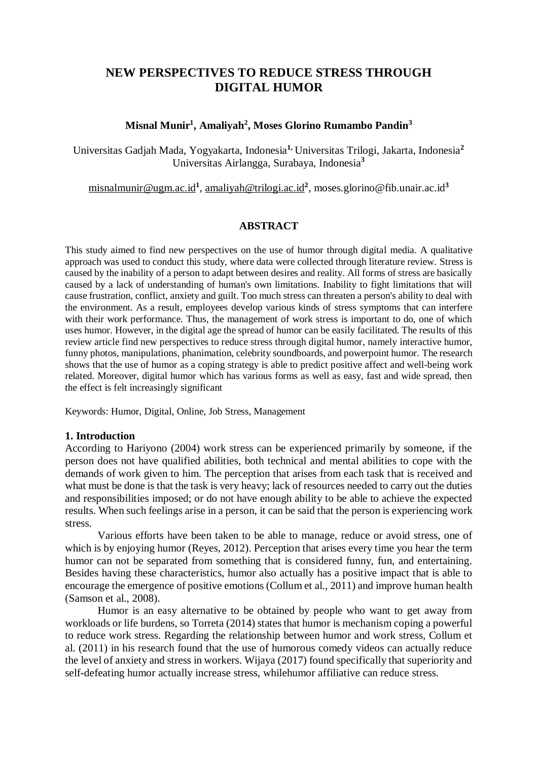# NEW PERSPECTIVES TO REDUCE STRESS THROUGH DIGITAL HUMOR

**Misnal Munir[1], Amaliyah[2], Moses Glorino Rumambo Pandin[3]**

Universitas Gadjah Mada, Yogyakarta, Indonesia[1], Universitas Trilogi, Jakarta, Indonesia[2]
Universitas Airlangga, Surabaya, Indonesia[3]

misnalmunir@ugm.ac.id[1], amaliyah@trilogi.ac.id[2], moses.glorino@fib.unair.ac.id[3]

## ABSTRACT

This study aimed to find new perspectives on the use of humor through digital media. A qualitative approach was used to conduct this study, where data were collected through literature review. Stress is caused by the inability of a person to adapt between desires and reality. All forms of stress are basically caused by a lack of understanding of human's own limitations. Inability to fight limitations that will cause frustration, conflict, anxiety and guilt. Too much stress can threaten a person's ability to deal with the environment. As a result, employees develop various kinds of stress symptoms that can interfere with their work performance. Thus, the management of work stress is important to do, one of which uses humor. However, in the digital age the spread of humor can be easily facilitated. The results of this review article find new perspectives to reduce stress through digital humor, namely interactive humor, funny photos, manipulations, phanimation, celebrity soundboards, and powerpoint humor. The research shows that the use of humor as a coping strategy is able to predict positive affect and well-being work related. Moreover, digital humor which has various forms as well as easy, fast and wide spread, then the effect is felt increasingly significant

Keywords: Humor, Digital, Online, Job Stress, Management

## 1. Introduction

According to Hariyono (2004) work stress can be experienced primarily by someone, if the person does not have qualified abilities, both technical and mental abilities to cope with the demands of work given to him. The perception that arises from each task that is received and what must be done is that the task is very heavy; lack of resources needed to carry out the duties and responsibilities imposed; or do not have enough ability to be able to achieve the expected results. When such feelings arise in a person, it can be said that the person is experiencing work stress.

Various efforts have been taken to be able to manage, reduce or avoid stress, one of which is by enjoying humor (Reyes, 2012). Perception that arises every time you hear the term humor can not be separated from something that is considered funny, fun, and entertaining. Besides having these characteristics, humor also actually has a positive impact that is able to encourage the emergence of positive emotions (Collum et al., 2011) and improve human health (Samson et al., 2008).

Humor is an easy alternative to be obtained by people who want to get away from workloads or life burdens, so Torreta (2014) states that humor is mechanism coping a powerful to reduce work stress. Regarding the relationship between humor and work stress, Collum et al. (2011) in his research found that the use of humorous comedy videos can actually reduce the level of anxiety and stress in workers. Wijaya (2017) found specifically that superiority and self-defeating humor actually increase stress, whilehumor affiliative can reduce stress.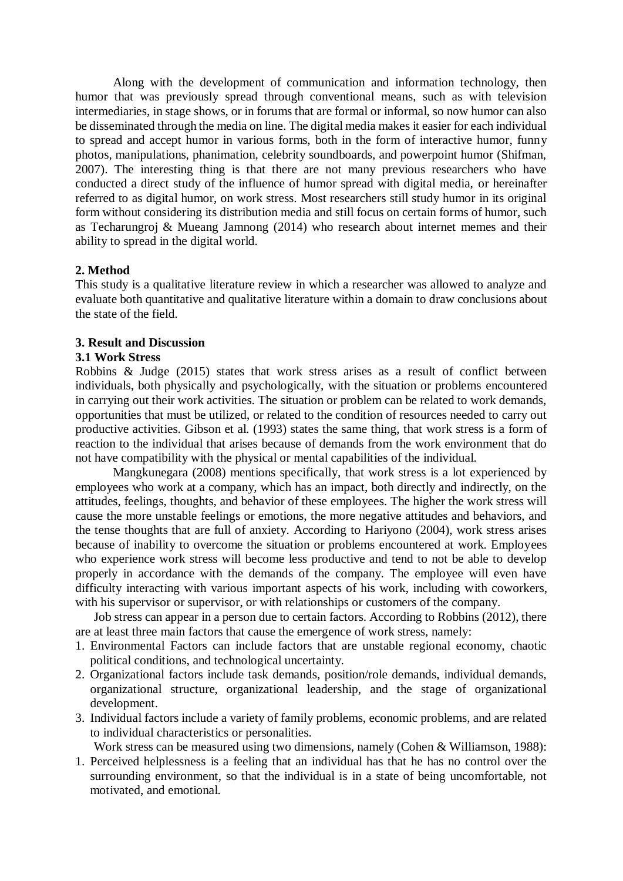Along with the development of communication and information technology, then humor that was previously spread through conventional means, such as with television intermediaries, in stage shows, or in forums that are formal or informal, so now humor can also be disseminated through the media on line. The digital media makes it easier for each individual to spread and accept humor in various forms, both in the form of interactive humor, funny photos, manipulations, phanimation, celebrity soundboards, and powerpoint humor (Shifman, 2007). The interesting thing is that there are not many previous researchers who have conducted a direct study of the influence of humor spread with digital media, or hereinafter referred to as digital humor, on work stress. Most researchers still study humor in its original form without considering its distribution media and still focus on certain forms of humor, such as Techarungroj & Mueang Jamnong (2014) who research about internet memes and their ability to spread in the digital world.

## 2. Method

This study is a qualitative literature review in which a researcher was allowed to analyze and evaluate both quantitative and qualitative literature within a domain to draw conclusions about the state of the field.

## 3. Result and Discussion

### 3.1 Work Stress

Robbins & Judge (2015) states that work stress arises as a result of conflict between individuals, both physically and psychologically, with the situation or problems encountered in carrying out their work activities. The situation or problem can be related to work demands, opportunities that must be utilized, or related to the condition of resources needed to carry out productive activities. Gibson et al. (1993) states the same thing, that work stress is a form of reaction to the individual that arises because of demands from the work environment that do not have compatibility with the physical or mental capabilities of the individual.

Mangkunegara (2008) mentions specifically, that work stress is a lot experienced by employees who work at a company, which has an impact, both directly and indirectly, on the attitudes, feelings, thoughts, and behavior of these employees. The higher the work stress will cause the more unstable feelings or emotions, the more negative attitudes and behaviors, and the tense thoughts that are full of anxiety. According to Hariyono (2004), work stress arises because of inability to overcome the situation or problems encountered at work. Employees who experience work stress will become less productive and tend to not be able to develop properly in accordance with the demands of the company. The employee will even have difficulty interacting with various important aspects of his work, including with coworkers, with his supervisor or supervisor, or with relationships or customers of the company.

Job stress can appear in a person due to certain factors. According to Robbins (2012), there are at least three main factors that cause the emergence of work stress, namely:

1. Environmental Factors can include factors that are unstable regional economy, chaotic political conditions, and technological uncertainty.
2. Organizational factors include task demands, position/role demands, individual demands, organizational structure, organizational leadership, and the stage of organizational development.
3. Individual factors include a variety of family problems, economic problems, and are related to individual characteristics or personalities.

Work stress can be measured using two dimensions, namely (Cohen & Williamson, 1988):

1. Perceived helplessness is a feeling that an individual has that he has no control over the surrounding environment, so that the individual is in a state of being uncomfortable, not motivated, and emotional.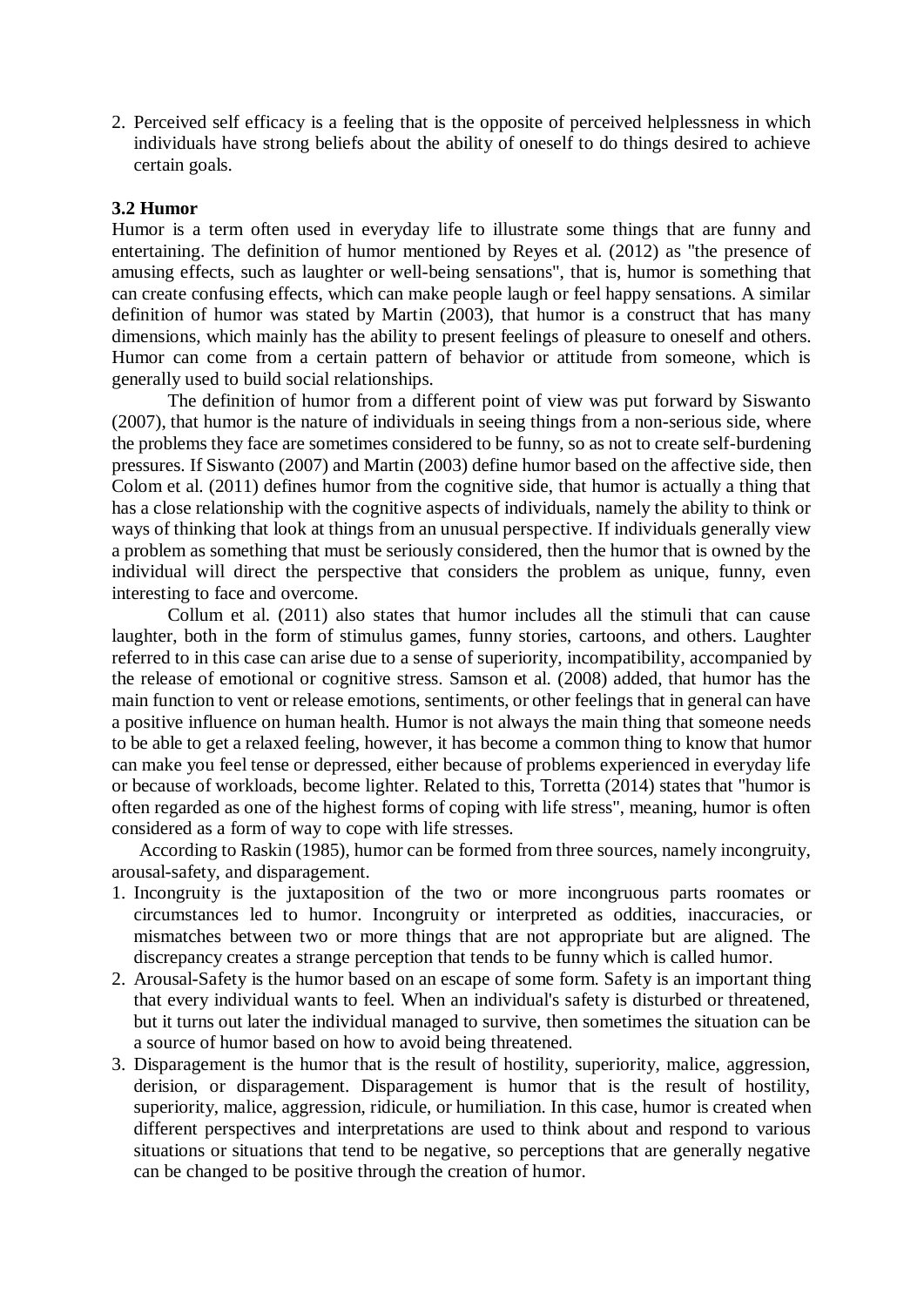2. Perceived self efficacy is a feeling that is the opposite of perceived helplessness in which individuals have strong beliefs about the ability of oneself to do things desired to achieve certain goals.

### 3.2 Humor

Humor is a term often used in everyday life to illustrate some things that are funny and entertaining. The definition of humor mentioned by Reyes et al. (2012) as "the presence of amusing effects, such as laughter or well-being sensations", that is, humor is something that can create confusing effects, which can make people laugh or feel happy sensations. A similar definition of humor was stated by Martin (2003), that humor is a construct that has many dimensions, which mainly has the ability to present feelings of pleasure to oneself and others. Humor can come from a certain pattern of behavior or attitude from someone, which is generally used to build social relationships.

The definition of humor from a different point of view was put forward by Siswanto (2007), that humor is the nature of individuals in seeing things from a non-serious side, where the problems they face are sometimes considered to be funny, so as not to create self-burdening pressures. If Siswanto (2007) and Martin (2003) define humor based on the affective side, then Colom et al. (2011) defines humor from the cognitive side, that humor is actually a thing that has a close relationship with the cognitive aspects of individuals, namely the ability to think or ways of thinking that look at things from an unusual perspective. If individuals generally view a problem as something that must be seriously considered, then the humor that is owned by the individual will direct the perspective that considers the problem as unique, funny, even interesting to face and overcome.

Collum et al. (2011) also states that humor includes all the stimuli that can cause laughter, both in the form of stimulus games, funny stories, cartoons, and others. Laughter referred to in this case can arise due to a sense of superiority, incompatibility, accompanied by the release of emotional or cognitive stress. Samson et al. (2008) added, that humor has the main function to vent or release emotions, sentiments, or other feelings that in general can have a positive influence on human health. Humor is not always the main thing that someone needs to be able to get a relaxed feeling, however, it has become a common thing to know that humor can make you feel tense or depressed, either because of problems experienced in everyday life or because of workloads, become lighter. Related to this, Torretta (2014) states that "humor is often regarded as one of the highest forms of coping with life stress", meaning, humor is often considered as a form of way to cope with life stresses.

According to Raskin (1985), humor can be formed from three sources, namely incongruity, arousal-safety, and disparagement.

1. Incongruity is the juxtaposition of the two or more incongruous parts roomates or circumstances led to humor. Incongruity or interpreted as oddities, inaccuracies, or mismatches between two or more things that are not appropriate but are aligned. The discrepancy creates a strange perception that tends to be funny which is called humor.
2. Arousal-Safety is the humor based on an escape of some form. Safety is an important thing that every individual wants to feel. When an individual's safety is disturbed or threatened, but it turns out later the individual managed to survive, then sometimes the situation can be a source of humor based on how to avoid being threatened.
3. Disparagement is the humor that is the result of hostility, superiority, malice, aggression, derision, or disparagement. Disparagement is humor that is the result of hostility, superiority, malice, aggression, ridicule, or humiliation. In this case, humor is created when different perspectives and interpretations are used to think about and respond to various situations or situations that tend to be negative, so perceptions that are generally negative can be changed to be positive through the creation of humor.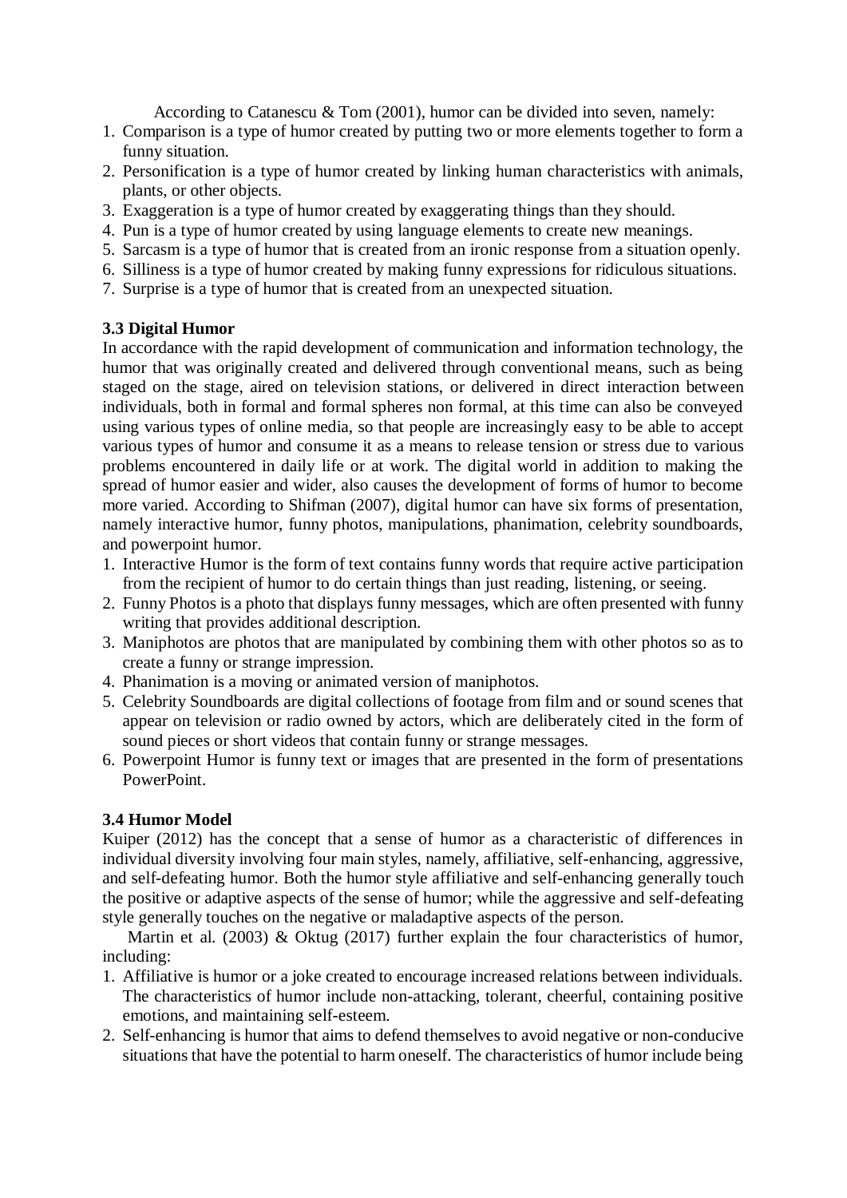According to Catanescu & Tom (2001), humor can be divided into seven, namely:

1. Comparison is a type of humor created by putting two or more elements together to form a funny situation.
2. Personification is a type of humor created by linking human characteristics with animals, plants, or other objects.
3. Exaggeration is a type of humor created by exaggerating things than they should.
4. Pun is a type of humor created by using language elements to create new meanings.
5. Sarcasm is a type of humor that is created from an ironic response from a situation openly.
6. Silliness is a type of humor created by making funny expressions for ridiculous situations.
7. Surprise is a type of humor that is created from an unexpected situation.

### 3.3 Digital Humor

In accordance with the rapid development of communication and information technology, the humor that was originally created and delivered through conventional means, such as being staged on the stage, aired on television stations, or delivered in direct interaction between individuals, both in formal and formal spheres non formal, at this time can also be conveyed using various types of online media, so that people are increasingly easy to be able to accept various types of humor and consume it as a means to release tension or stress due to various problems encountered in daily life or at work. The digital world in addition to making the spread of humor easier and wider, also causes the development of forms of humor to become more varied. According to Shifman (2007), digital humor can have six forms of presentation, namely interactive humor, funny photos, manipulations, phanimation, celebrity soundboards, and powerpoint humor.

1. Interactive Humor is the form of text contains funny words that require active participation from the recipient of humor to do certain things than just reading, listening, or seeing.
2. Funny Photos is a photo that displays funny messages, which are often presented with funny writing that provides additional description.
3. Maniphotos are photos that are manipulated by combining them with other photos so as to create a funny or strange impression.
4. Phanimation is a moving or animated version of maniphotos.
5. Celebrity Soundboards are digital collections of footage from film and or sound scenes that appear on television or radio owned by actors, which are deliberately cited in the form of sound pieces or short videos that contain funny or strange messages.
6. Powerpoint Humor is funny text or images that are presented in the form of presentations PowerPoint.

### 3.4 Humor Model

Kuiper (2012) has the concept that a sense of humor as a characteristic of differences in individual diversity involving four main styles, namely, affiliative, self-enhancing, aggressive, and self-defeating humor. Both the humor style affiliative and self-enhancing generally touch the positive or adaptive aspects of the sense of humor; while the aggressive and self-defeating style generally touches on the negative or maladaptive aspects of the person.

Martin et al. (2003) & Oktug (2017) further explain the four characteristics of humor, including:

1. Affiliative is humor or a joke created to encourage increased relations between individuals. The characteristics of humor include non-attacking, tolerant, cheerful, containing positive emotions, and maintaining self-esteem.
2. Self-enhancing is humor that aims to defend themselves to avoid negative or non-conducive situations that have the potential to harm oneself. The characteristics of humor include being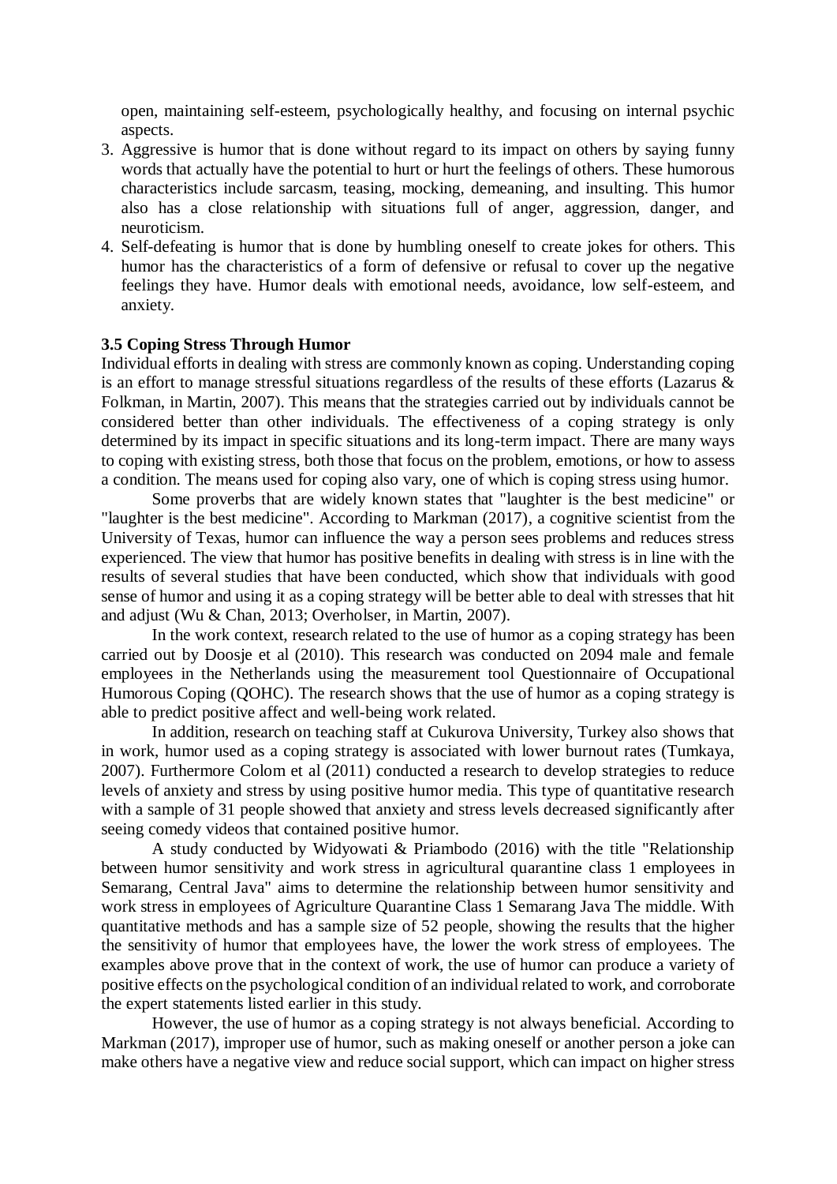open, maintaining self-esteem, psychologically healthy, and focusing on internal psychic aspects.

3. Aggressive is humor that is done without regard to its impact on others by saying funny words that actually have the potential to hurt or hurt the feelings of others. These humorous characteristics include sarcasm, teasing, mocking, demeaning, and insulting. This humor also has a close relationship with situations full of anger, aggression, danger, and neuroticism.
4. Self-defeating is humor that is done by humbling oneself to create jokes for others. This humor has the characteristics of a form of defensive or refusal to cover up the negative feelings they have. Humor deals with emotional needs, avoidance, low self-esteem, and anxiety.

### 3.5 Coping Stress Through Humor

Individual efforts in dealing with stress are commonly known as coping. Understanding coping is an effort to manage stressful situations regardless of the results of these efforts (Lazarus & Folkman, in Martin, 2007). This means that the strategies carried out by individuals cannot be considered better than other individuals. The effectiveness of a coping strategy is only determined by its impact in specific situations and its long-term impact. There are many ways to coping with existing stress, both those that focus on the problem, emotions, or how to assess a condition. The means used for coping also vary, one of which is coping stress using humor.

Some proverbs that are widely known states that "laughter is the best medicine" or "laughter is the best medicine". According to Markman (2017), a cognitive scientist from the University of Texas, humor can influence the way a person sees problems and reduces stress experienced. The view that humor has positive benefits in dealing with stress is in line with the results of several studies that have been conducted, which show that individuals with good sense of humor and using it as a coping strategy will be better able to deal with stresses that hit and adjust (Wu & Chan, 2013; Overholser, in Martin, 2007).

In the work context, research related to the use of humor as a coping strategy has been carried out by Doosje et al (2010). This research was conducted on 2094 male and female employees in the Netherlands using the measurement tool Questionnaire of Occupational Humorous Coping (QOHC). The research shows that the use of humor as a coping strategy is able to predict positive affect and well-being work related.

In addition, research on teaching staff at Cukurova University, Turkey also shows that in work, humor used as a coping strategy is associated with lower burnout rates (Tumkaya, 2007). Furthermore Colom et al (2011) conducted a research to develop strategies to reduce levels of anxiety and stress by using positive humor media. This type of quantitative research with a sample of 31 people showed that anxiety and stress levels decreased significantly after seeing comedy videos that contained positive humor.

A study conducted by Widyowati & Priambodo (2016) with the title "Relationship between humor sensitivity and work stress in agricultural quarantine class 1 employees in Semarang, Central Java" aims to determine the relationship between humor sensitivity and work stress in employees of Agriculture Quarantine Class 1 Semarang Java The middle. With quantitative methods and has a sample size of 52 people, showing the results that the higher the sensitivity of humor that employees have, the lower the work stress of employees. The examples above prove that in the context of work, the use of humor can produce a variety of positive effects on the psychological condition of an individual related to work, and corroborate the expert statements listed earlier in this study.

However, the use of humor as a coping strategy is not always beneficial. According to Markman (2017), improper use of humor, such as making oneself or another person a joke can make others have a negative view and reduce social support, which can impact on higher stress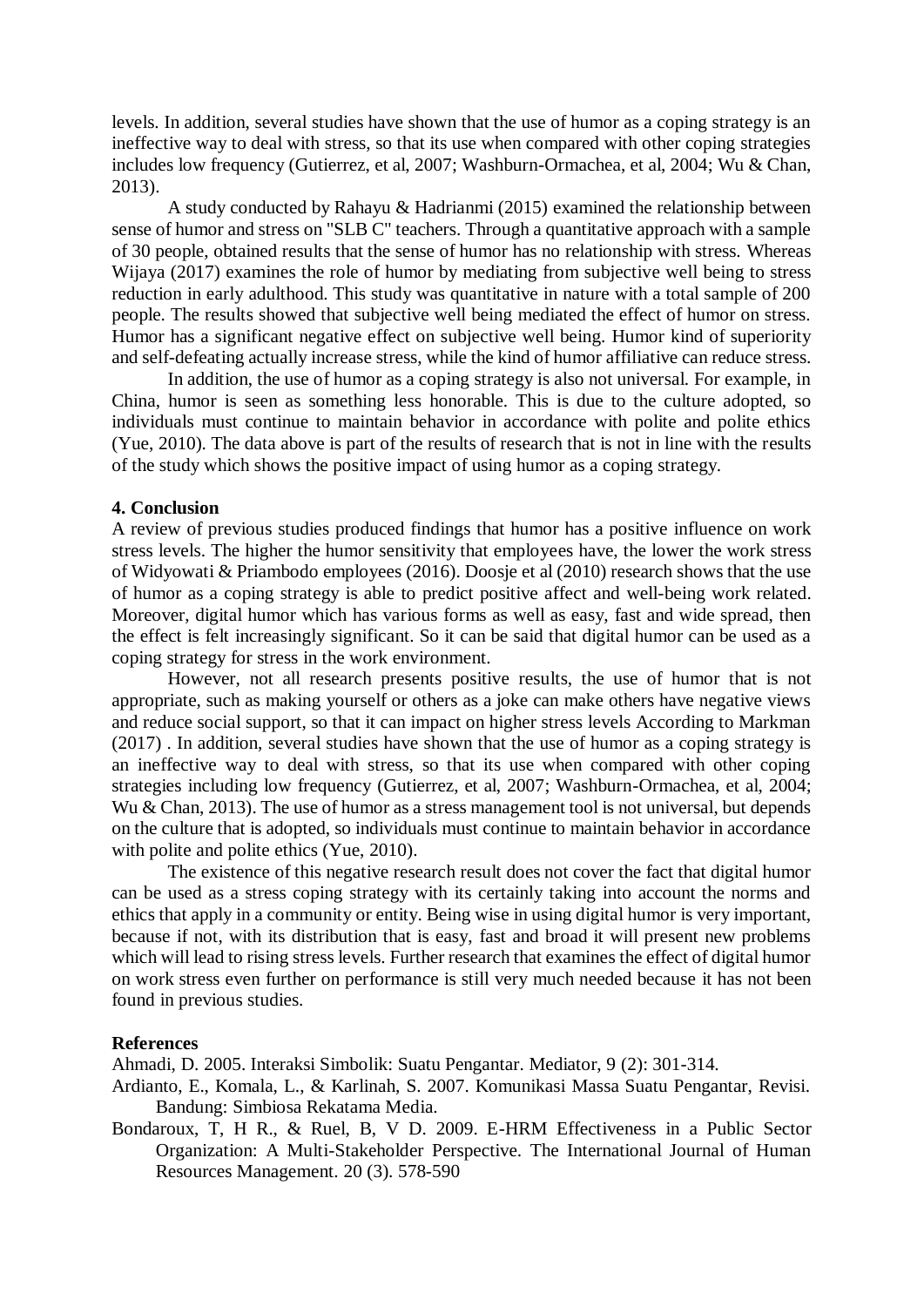levels. In addition, several studies have shown that the use of humor as a coping strategy is an ineffective way to deal with stress, so that its use when compared with other coping strategies includes low frequency (Gutierrez, et al, 2007; Washburn-Ormachea, et al, 2004; Wu & Chan, 2013).

A study conducted by Rahayu & Hadrianmi (2015) examined the relationship between sense of humor and stress on "SLB C" teachers. Through a quantitative approach with a sample of 30 people, obtained results that the sense of humor has no relationship with stress. Whereas Wijaya (2017) examines the role of humor by mediating from subjective well being to stress reduction in early adulthood. This study was quantitative in nature with a total sample of 200 people. The results showed that subjective well being mediated the effect of humor on stress. Humor has a significant negative effect on subjective well being. Humor kind of superiority and self-defeating actually increase stress, while the kind of humor affiliative can reduce stress.

In addition, the use of humor as a coping strategy is also not universal. For example, in China, humor is seen as something less honorable. This is due to the culture adopted, so individuals must continue to maintain behavior in accordance with polite and polite ethics (Yue, 2010). The data above is part of the results of research that is not in line with the results of the study which shows the positive impact of using humor as a coping strategy.

**4. Conclusion**

A review of previous studies produced findings that humor has a positive influence on work stress levels. The higher the humor sensitivity that employees have, the lower the work stress of Widyowati & Priambodo employees (2016). Doosje et al (2010) research shows that the use of humor as a coping strategy is able to predict positive affect and well-being work related. Moreover, digital humor which has various forms as well as easy, fast and wide spread, then the effect is felt increasingly significant. So it can be said that digital humor can be used as a coping strategy for stress in the work environment.

However, not all research presents positive results, the use of humor that is not appropriate, such as making yourself or others as a joke can make others have negative views and reduce social support, so that it can impact on higher stress levels According to Markman (2017) . In addition, several studies have shown that the use of humor as a coping strategy is an ineffective way to deal with stress, so that its use when compared with other coping strategies including low frequency (Gutierrez, et al, 2007; Washburn-Ormachea, et al, 2004; Wu & Chan, 2013). The use of humor as a stress management tool is not universal, but depends on the culture that is adopted, so individuals must continue to maintain behavior in accordance with polite and polite ethics (Yue, 2010).

The existence of this negative research result does not cover the fact that digital humor can be used as a stress coping strategy with its certainly taking into account the norms and ethics that apply in a community or entity. Being wise in using digital humor is very important, because if not, with its distribution that is easy, fast and broad it will present new problems which will lead to rising stress levels. Further research that examines the effect of digital humor on work stress even further on performance is still very much needed because it has not been found in previous studies.

**References**

Ahmadi, D. 2005. Interaksi Simbolik: Suatu Pengantar. Mediator, 9 (2): 301-314.

Ardianto, E., Komala, L., & Karlinah, S. 2007. Komunikasi Massa Suatu Pengantar, Revisi. Bandung: Simbiosa Rekatama Media.

Bondaroux, T, H R., & Ruel, B, V D. 2009. E-HRM Effectiveness in a Public Sector Organization: A Multi-Stakeholder Perspective. The International Journal of Human Resources Management. 20 (3). 578-590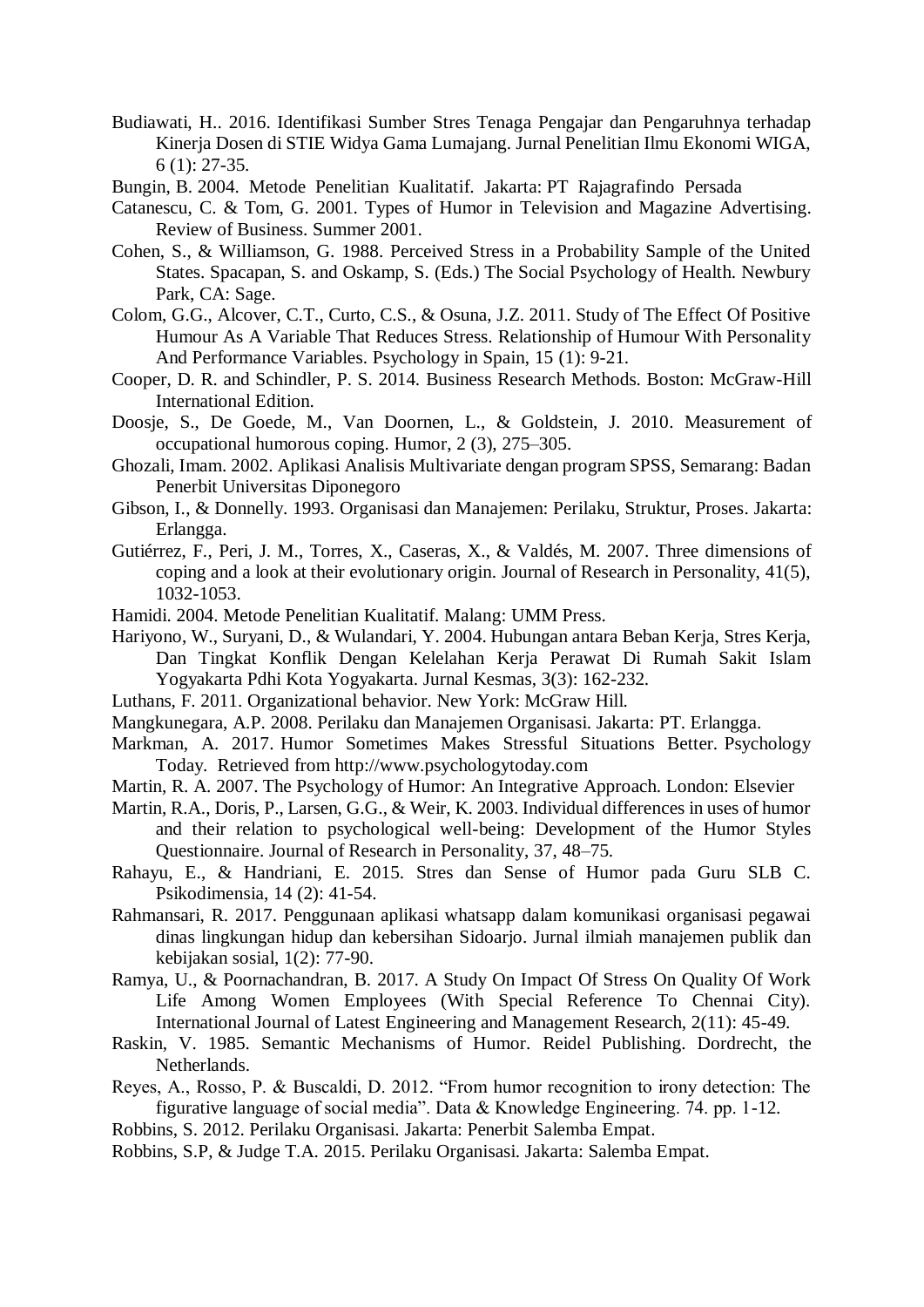Budiawati, H.. 2016. Identifikasi Sumber Stres Tenaga Pengajar dan Pengaruhnya terhadap Kinerja Dosen di STIE Widya Gama Lumajang. Jurnal Penelitian Ilmu Ekonomi WIGA, 6 (1): 27-35.

Bungin, B. 2004. Metode Penelitian Kualitatif. Jakarta: PT Rajagrafindo Persada

Catanescu, C. & Tom, G. 2001. Types of Humor in Television and Magazine Advertising. Review of Business. Summer 2001.

Cohen, S., & Williamson, G. 1988. Perceived Stress in a Probability Sample of the United States. Spacapan, S. and Oskamp, S. (Eds.) The Social Psychology of Health. Newbury Park, CA: Sage.

Colom, G.G., Alcover, C.T., Curto, C.S., & Osuna, J.Z. 2011. Study of The Effect Of Positive Humour As A Variable That Reduces Stress. Relationship of Humour With Personality And Performance Variables. Psychology in Spain, 15 (1): 9-21.

Cooper, D. R. and Schindler, P. S. 2014. Business Research Methods. Boston: McGraw-Hill International Edition.

Doosje, S., De Goede, M., Van Doornen, L., & Goldstein, J. 2010. Measurement of occupational humorous coping. Humor, 2 (3), 275–305.

Ghozali, Imam. 2002. Aplikasi Analisis Multivariate dengan program SPSS, Semarang: Badan Penerbit Universitas Diponegoro

Gibson, I., & Donnelly. 1993. Organisasi dan Manajemen: Perilaku, Struktur, Proses. Jakarta: Erlangga.

Gutiérrez, F., Peri, J. M., Torres, X., Caseras, X., & Valdés, M. 2007. Three dimensions of coping and a look at their evolutionary origin. Journal of Research in Personality, 41(5), 1032-1053.

Hamidi. 2004. Metode Penelitian Kualitatif. Malang: UMM Press.

Hariyono, W., Suryani, D., & Wulandari, Y. 2004. Hubungan antara Beban Kerja, Stres Kerja, Dan Tingkat Konflik Dengan Kelelahan Kerja Perawat Di Rumah Sakit Islam Yogyakarta Pdhi Kota Yogyakarta. Jurnal Kesmas, 3(3): 162-232.

Luthans, F. 2011. Organizational behavior. New York: McGraw Hill.

Mangkunegara, A.P. 2008. Perilaku dan Manajemen Organisasi. Jakarta: PT. Erlangga.

Markman, A. 2017. Humor Sometimes Makes Stressful Situations Better. Psychology Today. Retrieved from http://www.psychologytoday.com

Martin, R. A. 2007. The Psychology of Humor: An Integrative Approach. London: Elsevier

Martin, R.A., Doris, P., Larsen, G.G., & Weir, K. 2003. Individual differences in uses of humor and their relation to psychological well-being: Development of the Humor Styles Questionnaire. Journal of Research in Personality, 37, 48–75.

Rahayu, E., & Handriani, E. 2015. Stres dan Sense of Humor pada Guru SLB C. Psikodimensia, 14 (2): 41-54.

Rahmansari, R. 2017. Penggunaan aplikasi whatsapp dalam komunikasi organisasi pegawai dinas lingkungan hidup dan kebersihan Sidoarjo. Jurnal ilmiah manajemen publik dan kebijakan sosial, 1(2): 77-90.

Ramya, U., & Poornachandran, B. 2017. A Study On Impact Of Stress On Quality Of Work Life Among Women Employees (With Special Reference To Chennai City). International Journal of Latest Engineering and Management Research, 2(11): 45-49.

Raskin, V. 1985. Semantic Mechanisms of Humor. Reidel Publishing. Dordrecht, the Netherlands.

Reyes, A., Rosso, P. & Buscaldi, D. 2012. "From humor recognition to irony detection: The figurative language of social media". Data & Knowledge Engineering. 74. pp. 1-12.

Robbins, S. 2012. Perilaku Organisasi. Jakarta: Penerbit Salemba Empat.

Robbins, S.P, & Judge T.A. 2015. Perilaku Organisasi. Jakarta: Salemba Empat.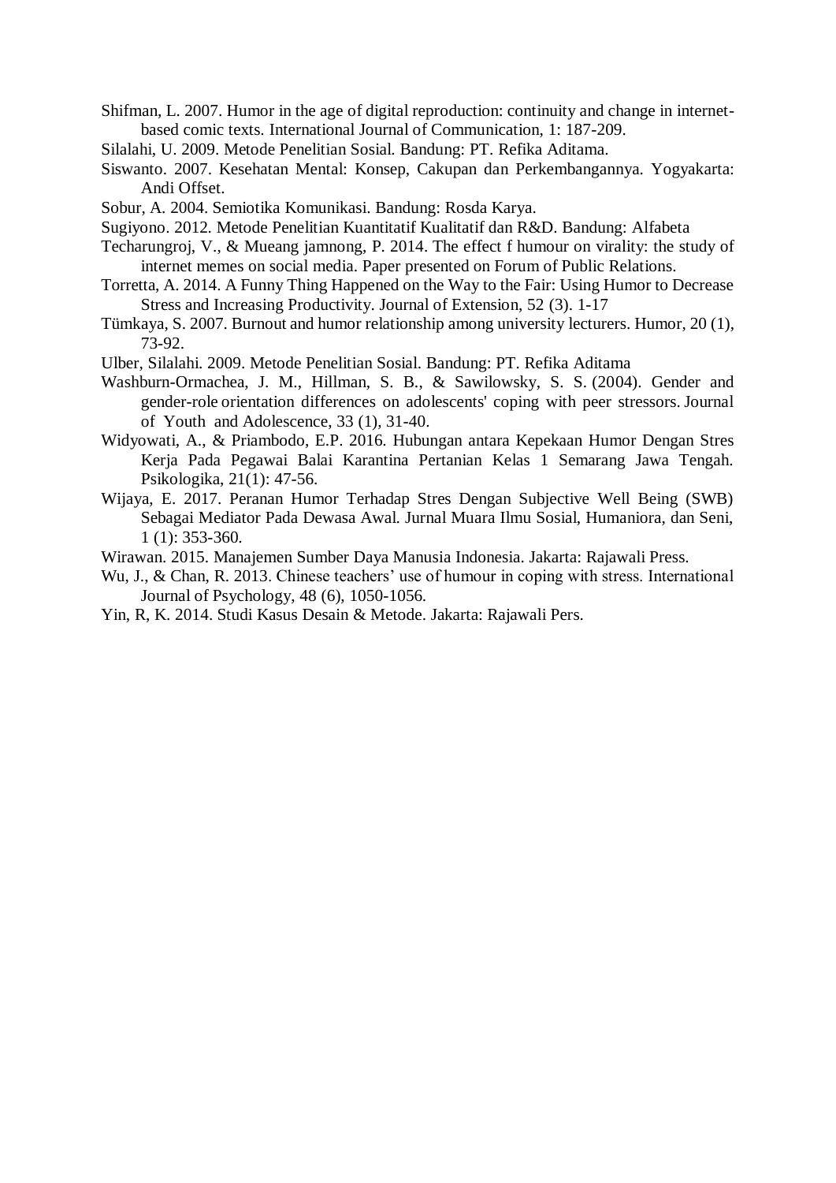Shifman, L. 2007. Humor in the age of digital reproduction: continuity and change in internet-based comic texts. International Journal of Communication, 1: 187-209.

Silalahi, U. 2009. Metode Penelitian Sosial. Bandung: PT. Refika Aditama.

Siswanto. 2007. Kesehatan Mental: Konsep, Cakupan dan Perkembangannya. Yogyakarta: Andi Offset.

Sobur, A. 2004. Semiotika Komunikasi. Bandung: Rosda Karya.

Sugiyono. 2012. Metode Penelitian Kuantitatif Kualitatif dan R&D. Bandung: Alfabeta

Techarungroj, V., & Mueang jamnong, P. 2014. The effect f humour on virality: the study of internet memes on social media. Paper presented on Forum of Public Relations.

Torretta, A. 2014. A Funny Thing Happened on the Way to the Fair: Using Humor to Decrease Stress and Increasing Productivity. Journal of Extension, 52 (3). 1-17

Tümkaya, S. 2007. Burnout and humor relationship among university lecturers. Humor, 20 (1), 73-92.

Ulber, Silalahi. 2009. Metode Penelitian Sosial. Bandung: PT. Refika Aditama

Washburn-Ormachea, J. M., Hillman, S. B., & Sawilowsky, S. S. (2004). Gender and gender-role orientation differences on adolescents' coping with peer stressors. Journal of Youth and Adolescence, 33 (1), 31-40.

Widyowati, A., & Priambodo, E.P. 2016. Hubungan antara Kepekaan Humor Dengan Stres Kerja Pada Pegawai Balai Karantina Pertanian Kelas 1 Semarang Jawa Tengah. Psikologika, 21(1): 47-56.

Wijaya, E. 2017. Peranan Humor Terhadap Stres Dengan Subjective Well Being (SWB) Sebagai Mediator Pada Dewasa Awal. Jurnal Muara Ilmu Sosial, Humaniora, dan Seni, 1 (1): 353-360.

Wirawan. 2015. Manajemen Sumber Daya Manusia Indonesia. Jakarta: Rajawali Press.

Wu, J., & Chan, R. 2013. Chinese teachers' use of humour in coping with stress. International Journal of Psychology, 48 (6), 1050-1056.

Yin, R, K. 2014. Studi Kasus Desain & Metode. Jakarta: Rajawali Pers.